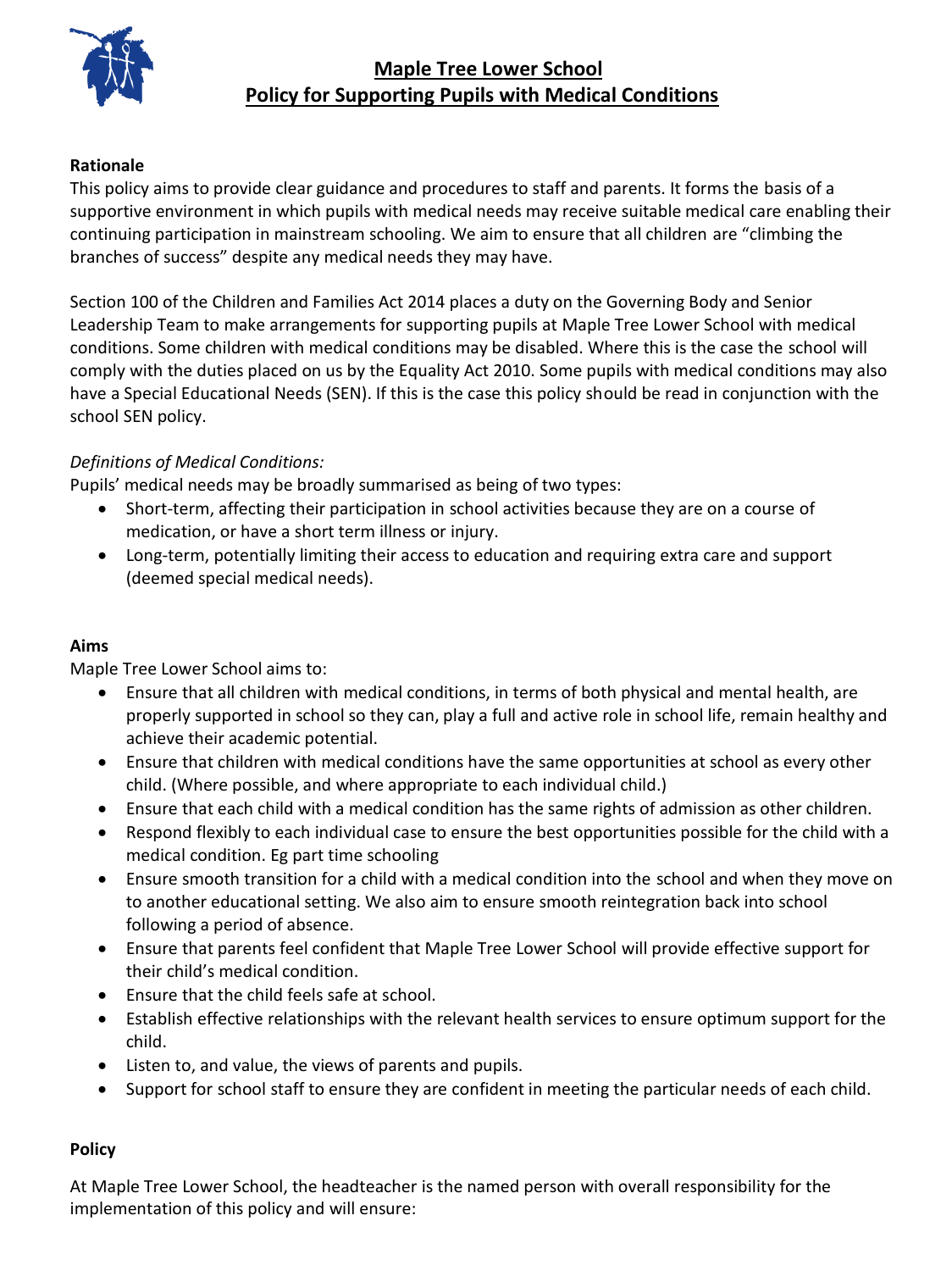# Maple Tree Lower School
# Policy for Supporting Pupils with Medical Conditions

**Rationale**

This policy aims to provide clear guidance and procedures to staff and parents. It forms the basis of a supportive environment in which pupils with medical needs may receive suitable medical care enabling their continuing participation in mainstream schooling. We aim to ensure that all children are "climbing the branches of success" despite any medical needs they may have.

Section 100 of the Children and Families Act 2014 places a duty on the Governing Body and Senior Leadership Team to make arrangements for supporting pupils at Maple Tree Lower School with medical conditions. Some children with medical conditions may be disabled. Where this is the case the school will comply with the duties placed on us by the Equality Act 2010. Some pupils with medical conditions may also have a Special Educational Needs (SEN). If this is the case this policy should be read in conjunction with the school SEN policy.

*Definitions of Medical Conditions:*

Pupils' medical needs may be broadly summarised as being of two types:

- Short-term, affecting their participation in school activities because they are on a course of medication, or have a short term illness or injury.
- Long-term, potentially limiting their access to education and requiring extra care and support (deemed special medical needs).

**Aims**

Maple Tree Lower School aims to:

- Ensure that all children with medical conditions, in terms of both physical and mental health, are properly supported in school so they can, play a full and active role in school life, remain healthy and achieve their academic potential.
- Ensure that children with medical conditions have the same opportunities at school as every other child. (Where possible, and where appropriate to each individual child.)
- Ensure that each child with a medical condition has the same rights of admission as other children.
- Respond flexibly to each individual case to ensure the best opportunities possible for the child with a medical condition. Eg part time schooling
- Ensure smooth transition for a child with a medical condition into the school and when they move on to another educational setting. We also aim to ensure smooth reintegration back into school following a period of absence.
- Ensure that parents feel confident that Maple Tree Lower School will provide effective support for their child's medical condition.
- Ensure that the child feels safe at school.
- Establish effective relationships with the relevant health services to ensure optimum support for the child.
- Listen to, and value, the views of parents and pupils.
- Support for school staff to ensure they are confident in meeting the particular needs of each child.

**Policy**

At Maple Tree Lower School, the headteacher is the named person with overall responsibility for the implementation of this policy and will ensure: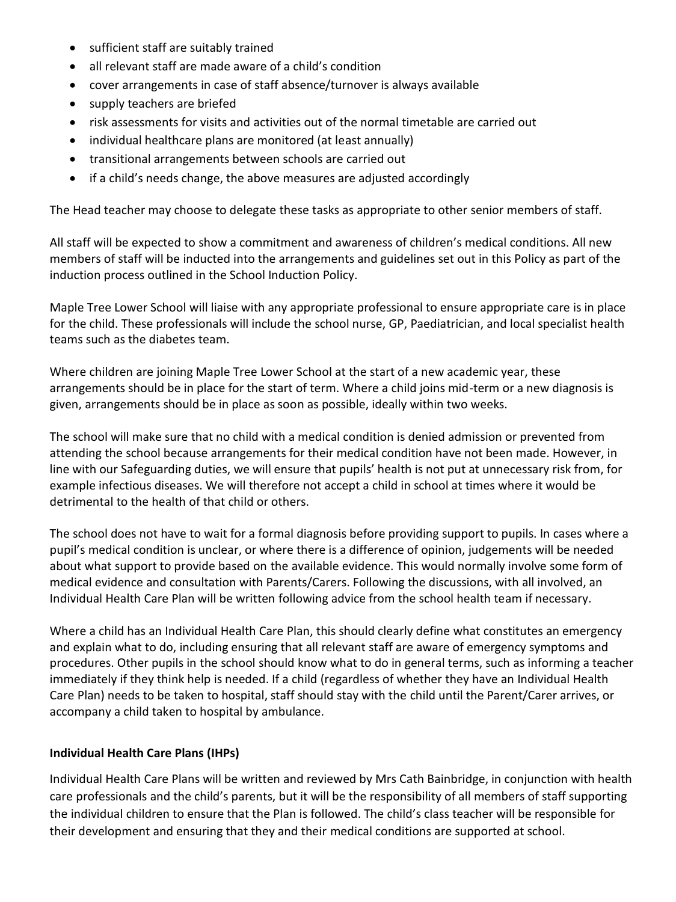- sufficient staff are suitably trained
- all relevant staff are made aware of a child's condition
- cover arrangements in case of staff absence/turnover is always available
- supply teachers are briefed
- risk assessments for visits and activities out of the normal timetable are carried out
- individual healthcare plans are monitored (at least annually)
- transitional arrangements between schools are carried out
- if a child's needs change, the above measures are adjusted accordingly

The Head teacher may choose to delegate these tasks as appropriate to other senior members of staff.

All staff will be expected to show a commitment and awareness of children's medical conditions. All new members of staff will be inducted into the arrangements and guidelines set out in this Policy as part of the induction process outlined in the School Induction Policy.

Maple Tree Lower School will liaise with any appropriate professional to ensure appropriate care is in place for the child. These professionals will include the school nurse, GP, Paediatrician, and local specialist health teams such as the diabetes team.

Where children are joining Maple Tree Lower School at the start of a new academic year, these arrangements should be in place for the start of term. Where a child joins mid-term or a new diagnosis is given, arrangements should be in place as soon as possible, ideally within two weeks.

The school will make sure that no child with a medical condition is denied admission or prevented from attending the school because arrangements for their medical condition have not been made. However, in line with our Safeguarding duties, we will ensure that pupils' health is not put at unnecessary risk from, for example infectious diseases. We will therefore not accept a child in school at times where it would be detrimental to the health of that child or others.

The school does not have to wait for a formal diagnosis before providing support to pupils. In cases where a pupil's medical condition is unclear, or where there is a difference of opinion, judgements will be needed about what support to provide based on the available evidence. This would normally involve some form of medical evidence and consultation with Parents/Carers. Following the discussions, with all involved, an Individual Health Care Plan will be written following advice from the school health team if necessary.

Where a child has an Individual Health Care Plan, this should clearly define what constitutes an emergency and explain what to do, including ensuring that all relevant staff are aware of emergency symptoms and procedures. Other pupils in the school should know what to do in general terms, such as informing a teacher immediately if they think help is needed. If a child (regardless of whether they have an Individual Health Care Plan) needs to be taken to hospital, staff should stay with the child until the Parent/Carer arrives, or accompany a child taken to hospital by ambulance.

**Individual Health Care Plans (IHPs)**

Individual Health Care Plans will be written and reviewed by Mrs Cath Bainbridge, in conjunction with health care professionals and the child's parents, but it will be the responsibility of all members of staff supporting the individual children to ensure that the Plan is followed. The child's class teacher will be responsible for their development and ensuring that they and their medical conditions are supported at school.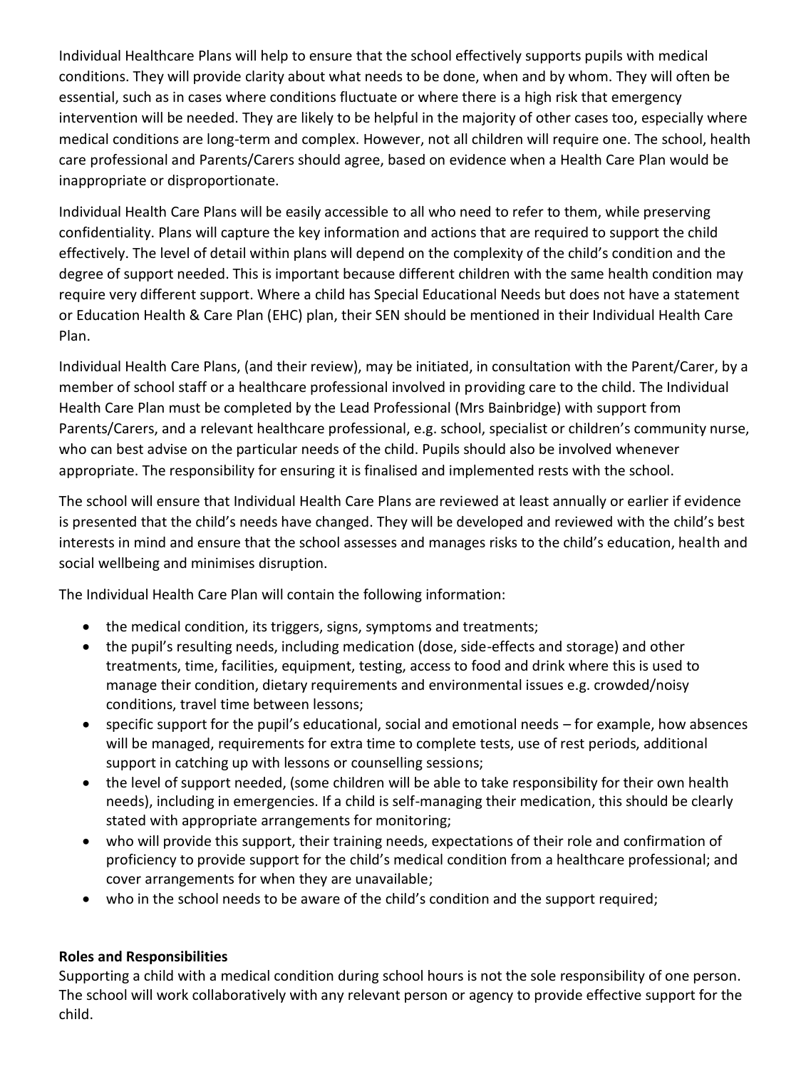Individual Healthcare Plans will help to ensure that the school effectively supports pupils with medical conditions. They will provide clarity about what needs to be done, when and by whom. They will often be essential, such as in cases where conditions fluctuate or where there is a high risk that emergency intervention will be needed. They are likely to be helpful in the majority of other cases too, especially where medical conditions are long-term and complex. However, not all children will require one. The school, health care professional and Parents/Carers should agree, based on evidence when a Health Care Plan would be inappropriate or disproportionate.

Individual Health Care Plans will be easily accessible to all who need to refer to them, while preserving confidentiality. Plans will capture the key information and actions that are required to support the child effectively. The level of detail within plans will depend on the complexity of the child's condition and the degree of support needed. This is important because different children with the same health condition may require very different support. Where a child has Special Educational Needs but does not have a statement or Education Health & Care Plan (EHC) plan, their SEN should be mentioned in their Individual Health Care Plan.

Individual Health Care Plans, (and their review), may be initiated, in consultation with the Parent/Carer, by a member of school staff or a healthcare professional involved in providing care to the child. The Individual Health Care Plan must be completed by the Lead Professional (Mrs Bainbridge) with support from Parents/Carers, and a relevant healthcare professional, e.g. school, specialist or children's community nurse, who can best advise on the particular needs of the child. Pupils should also be involved whenever appropriate. The responsibility for ensuring it is finalised and implemented rests with the school.

The school will ensure that Individual Health Care Plans are reviewed at least annually or earlier if evidence is presented that the child's needs have changed. They will be developed and reviewed with the child's best interests in mind and ensure that the school assesses and manages risks to the child's education, health and social wellbeing and minimises disruption.

The Individual Health Care Plan will contain the following information:

- the medical condition, its triggers, signs, symptoms and treatments;
- the pupil's resulting needs, including medication (dose, side-effects and storage) and other treatments, time, facilities, equipment, testing, access to food and drink where this is used to manage their condition, dietary requirements and environmental issues e.g. crowded/noisy conditions, travel time between lessons;
- specific support for the pupil's educational, social and emotional needs – for example, how absences will be managed, requirements for extra time to complete tests, use of rest periods, additional support in catching up with lessons or counselling sessions;
- the level of support needed, (some children will be able to take responsibility for their own health needs), including in emergencies. If a child is self-managing their medication, this should be clearly stated with appropriate arrangements for monitoring;
- who will provide this support, their training needs, expectations of their role and confirmation of proficiency to provide support for the child's medical condition from a healthcare professional; and cover arrangements for when they are unavailable;
- who in the school needs to be aware of the child's condition and the support required;

**Roles and Responsibilities**

Supporting a child with a medical condition during school hours is not the sole responsibility of one person. The school will work collaboratively with any relevant person or agency to provide effective support for the child.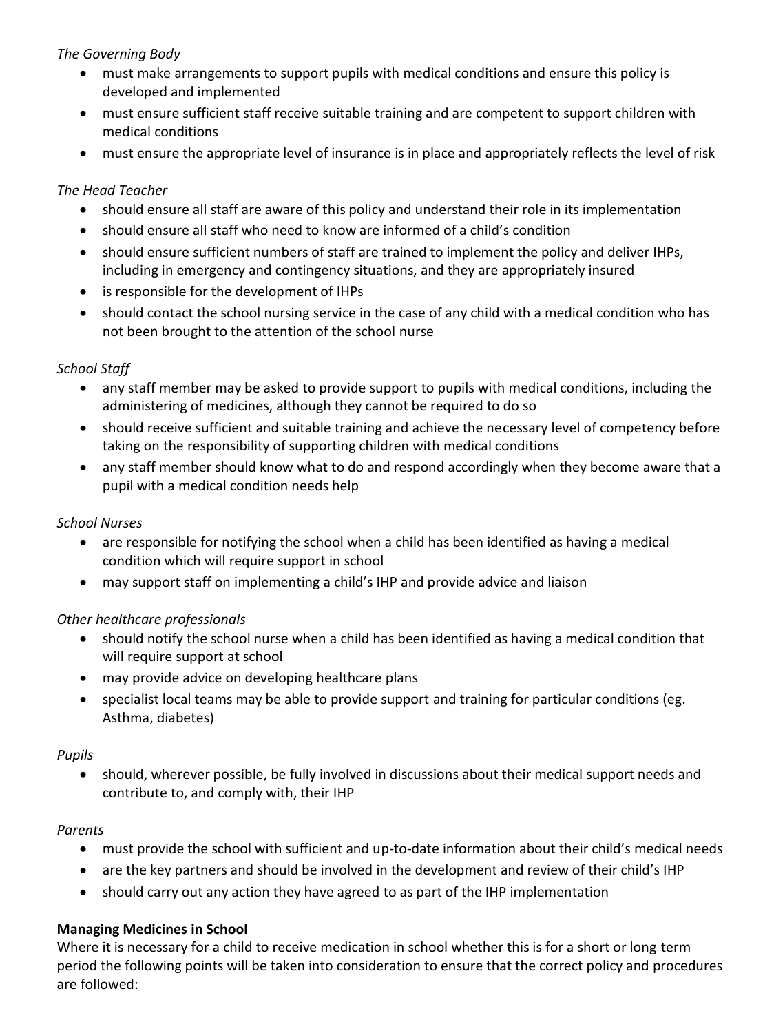*The Governing Body*

- must make arrangements to support pupils with medical conditions and ensure this policy is developed and implemented
- must ensure sufficient staff receive suitable training and are competent to support children with medical conditions
- must ensure the appropriate level of insurance is in place and appropriately reflects the level of risk

*The Head Teacher*

- should ensure all staff are aware of this policy and understand their role in its implementation
- should ensure all staff who need to know are informed of a child's condition
- should ensure sufficient numbers of staff are trained to implement the policy and deliver IHPs, including in emergency and contingency situations, and they are appropriately insured
- is responsible for the development of IHPs
- should contact the school nursing service in the case of any child with a medical condition who has not been brought to the attention of the school nurse

*School Staff*

- any staff member may be asked to provide support to pupils with medical conditions, including the administering of medicines, although they cannot be required to do so
- should receive sufficient and suitable training and achieve the necessary level of competency before taking on the responsibility of supporting children with medical conditions
- any staff member should know what to do and respond accordingly when they become aware that a pupil with a medical condition needs help

*School Nurses*

- are responsible for notifying the school when a child has been identified as having a medical condition which will require support in school
- may support staff on implementing a child's IHP and provide advice and liaison

*Other healthcare professionals*

- should notify the school nurse when a child has been identified as having a medical condition that will require support at school
- may provide advice on developing healthcare plans
- specialist local teams may be able to provide support and training for particular conditions (eg. Asthma, diabetes)

*Pupils*

- should, wherever possible, be fully involved in discussions about their medical support needs and contribute to, and comply with, their IHP

*Parents*

- must provide the school with sufficient and up-to-date information about their child's medical needs
- are the key partners and should be involved in the development and review of their child's IHP
- should carry out any action they have agreed to as part of the IHP implementation

**Managing Medicines in School**

Where it is necessary for a child to receive medication in school whether this is for a short or long term period the following points will be taken into consideration to ensure that the correct policy and procedures are followed: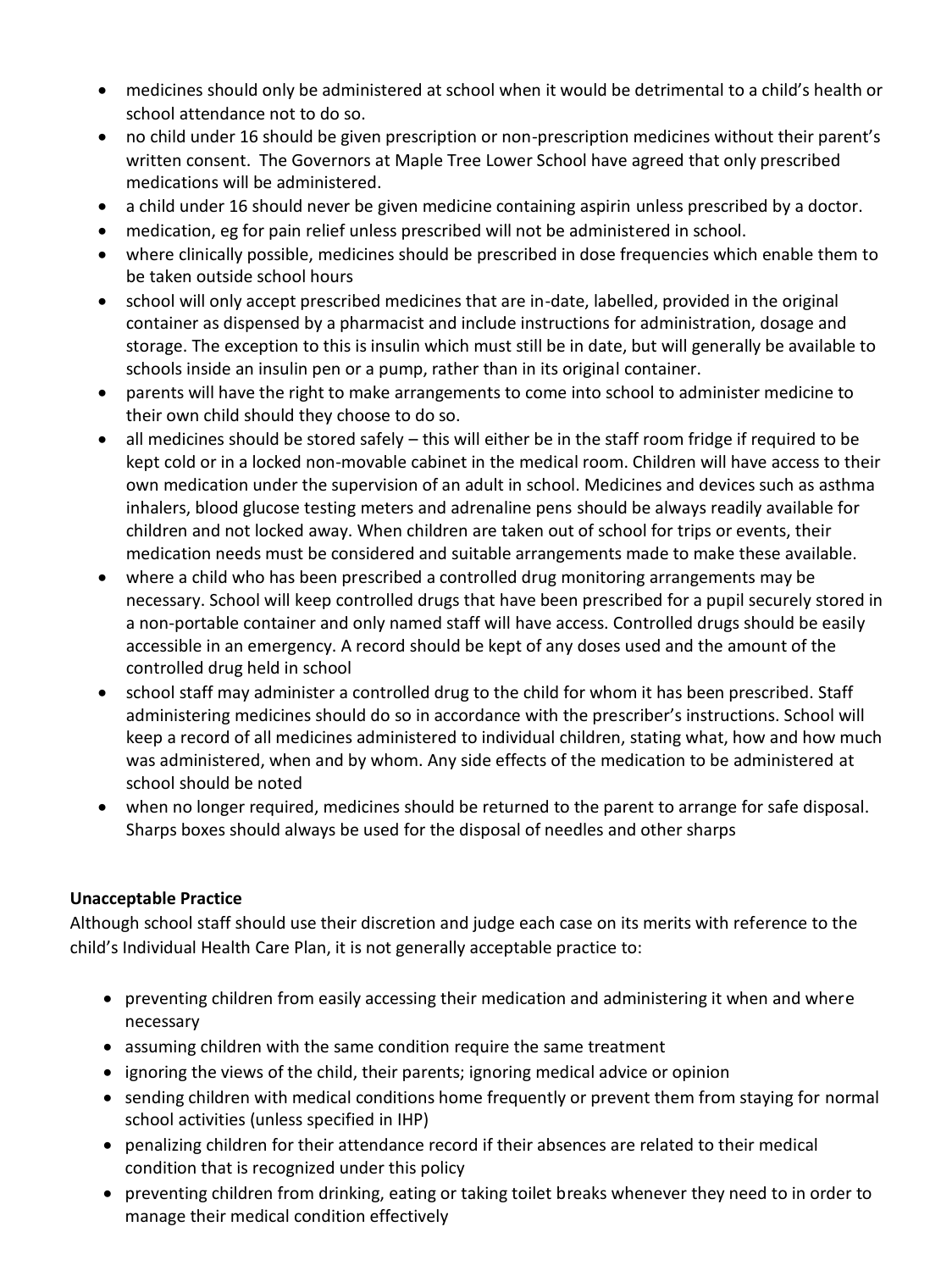- medicines should only be administered at school when it would be detrimental to a child's health or school attendance not to do so.
- no child under 16 should be given prescription or non-prescription medicines without their parent's written consent. The Governors at Maple Tree Lower School have agreed that only prescribed medications will be administered.
- a child under 16 should never be given medicine containing aspirin unless prescribed by a doctor.
- medication, eg for pain relief unless prescribed will not be administered in school.
- where clinically possible, medicines should be prescribed in dose frequencies which enable them to be taken outside school hours
- school will only accept prescribed medicines that are in-date, labelled, provided in the original container as dispensed by a pharmacist and include instructions for administration, dosage and storage. The exception to this is insulin which must still be in date, but will generally be available to schools inside an insulin pen or a pump, rather than in its original container.
- parents will have the right to make arrangements to come into school to administer medicine to their own child should they choose to do so.
- all medicines should be stored safely – this will either be in the staff room fridge if required to be kept cold or in a locked non-movable cabinet in the medical room. Children will have access to their own medication under the supervision of an adult in school. Medicines and devices such as asthma inhalers, blood glucose testing meters and adrenaline pens should be always readily available for children and not locked away. When children are taken out of school for trips or events, their medication needs must be considered and suitable arrangements made to make these available.
- where a child who has been prescribed a controlled drug monitoring arrangements may be necessary. School will keep controlled drugs that have been prescribed for a pupil securely stored in a non-portable container and only named staff will have access. Controlled drugs should be easily accessible in an emergency. A record should be kept of any doses used and the amount of the controlled drug held in school
- school staff may administer a controlled drug to the child for whom it has been prescribed. Staff administering medicines should do so in accordance with the prescriber's instructions. School will keep a record of all medicines administered to individual children, stating what, how and how much was administered, when and by whom. Any side effects of the medication to be administered at school should be noted
- when no longer required, medicines should be returned to the parent to arrange for safe disposal. Sharps boxes should always be used for the disposal of needles and other sharps

**Unacceptable Practice**

Although school staff should use their discretion and judge each case on its merits with reference to the child's Individual Health Care Plan, it is not generally acceptable practice to:

- preventing children from easily accessing their medication and administering it when and where necessary
- assuming children with the same condition require the same treatment
- ignoring the views of the child, their parents; ignoring medical advice or opinion
- sending children with medical conditions home frequently or prevent them from staying for normal school activities (unless specified in IHP)
- penalizing children for their attendance record if their absences are related to their medical condition that is recognized under this policy
- preventing children from drinking, eating or taking toilet breaks whenever they need to in order to manage their medical condition effectively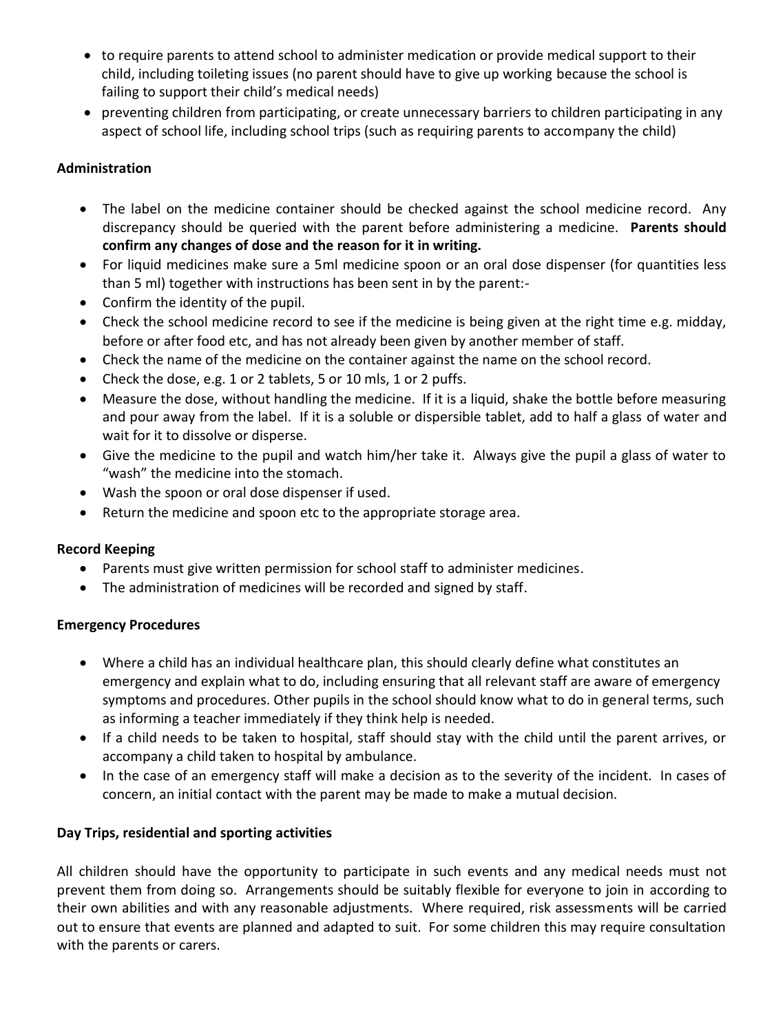- to require parents to attend school to administer medication or provide medical support to their child, including toileting issues (no parent should have to give up working because the school is failing to support their child's medical needs)
- preventing children from participating, or create unnecessary barriers to children participating in any aspect of school life, including school trips (such as requiring parents to accompany the child)

**Administration**

- The label on the medicine container should be checked against the school medicine record. Any discrepancy should be queried with the parent before administering a medicine. **Parents should confirm any changes of dose and the reason for it in writing.**
- For liquid medicines make sure a 5ml medicine spoon or an oral dose dispenser (for quantities less than 5 ml) together with instructions has been sent in by the parent:-
- Confirm the identity of the pupil.
- Check the school medicine record to see if the medicine is being given at the right time e.g. midday, before or after food etc, and has not already been given by another member of staff.
- Check the name of the medicine on the container against the name on the school record.
- Check the dose, e.g. 1 or 2 tablets, 5 or 10 mls, 1 or 2 puffs.
- Measure the dose, without handling the medicine. If it is a liquid, shake the bottle before measuring and pour away from the label. If it is a soluble or dispersible tablet, add to half a glass of water and wait for it to dissolve or disperse.
- Give the medicine to the pupil and watch him/her take it. Always give the pupil a glass of water to "wash" the medicine into the stomach.
- Wash the spoon or oral dose dispenser if used.
- Return the medicine and spoon etc to the appropriate storage area.

**Record Keeping**

- Parents must give written permission for school staff to administer medicines.
- The administration of medicines will be recorded and signed by staff.

**Emergency Procedures**

- Where a child has an individual healthcare plan, this should clearly define what constitutes an emergency and explain what to do, including ensuring that all relevant staff are aware of emergency symptoms and procedures. Other pupils in the school should know what to do in general terms, such as informing a teacher immediately if they think help is needed.
- If a child needs to be taken to hospital, staff should stay with the child until the parent arrives, or accompany a child taken to hospital by ambulance.
- In the case of an emergency staff will make a decision as to the severity of the incident. In cases of concern, an initial contact with the parent may be made to make a mutual decision.

**Day Trips, residential and sporting activities**

All children should have the opportunity to participate in such events and any medical needs must not prevent them from doing so. Arrangements should be suitably flexible for everyone to join in according to their own abilities and with any reasonable adjustments. Where required, risk assessments will be carried out to ensure that events are planned and adapted to suit. For some children this may require consultation with the parents or carers.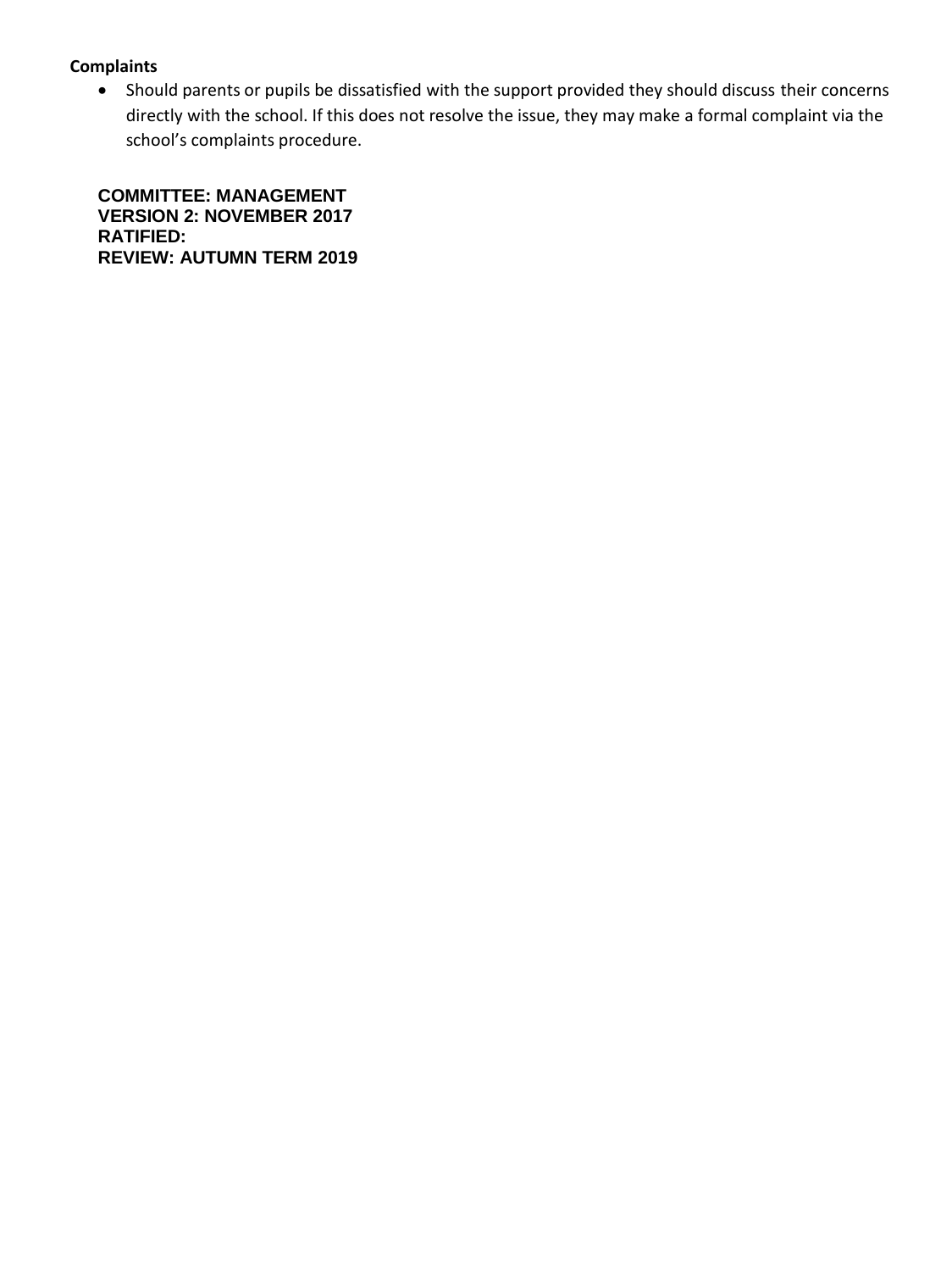**Complaints**

- Should parents or pupils be dissatisfied with the support provided they should discuss their concerns directly with the school. If this does not resolve the issue, they may make a formal complaint via the school's complaints procedure.

**COMMITTEE: MANAGEMENT**
**VERSION 2: NOVEMBER 2017**
**RATIFIED:**
**REVIEW: AUTUMN TERM 2019**